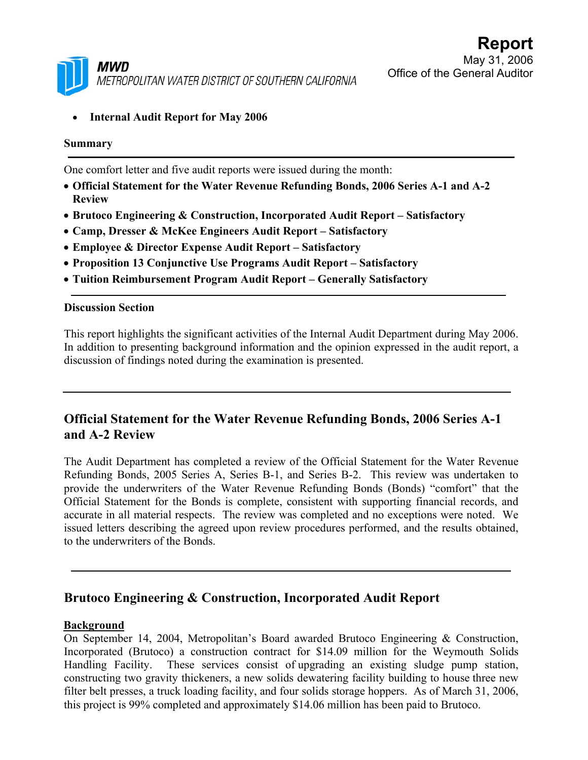MWD
METROPOLITAN WATER DISTRICT OF SOUTHERN CALIFORNIA

# Report

May 31, 2006
Office of the General Auditor

- **Internal Audit Report for May 2006**

**Summary**

One comfort letter and five audit reports were issued during the month:

- **Official Statement for the Water Revenue Refunding Bonds, 2006 Series A-1 and A-2 Review**
- **Brutoco Engineering & Construction, Incorporated Audit Report – Satisfactory**
- **Camp, Dresser & McKee Engineers Audit Report – Satisfactory**
- **Employee & Director Expense Audit Report – Satisfactory**
- **Proposition 13 Conjunctive Use Programs Audit Report – Satisfactory**
- **Tuition Reimbursement Program Audit Report – Generally Satisfactory**

**Discussion Section**

This report highlights the significant activities of the Internal Audit Department during May 2006. In addition to presenting background information and the opinion expressed in the audit report, a discussion of findings noted during the examination is presented.

## Official Statement for the Water Revenue Refunding Bonds, 2006 Series A-1 and A-2 Review

The Audit Department has completed a review of the Official Statement for the Water Revenue Refunding Bonds, 2005 Series A, Series B-1, and Series B-2. This review was undertaken to provide the underwriters of the Water Revenue Refunding Bonds (Bonds) "comfort" that the Official Statement for the Bonds is complete, consistent with supporting financial records, and accurate in all material respects. The review was completed and no exceptions were noted. We issued letters describing the agreed upon review procedures performed, and the results obtained, to the underwriters of the Bonds.

## Brutoco Engineering & Construction, Incorporated Audit Report

**Background**

On September 14, 2004, Metropolitan's Board awarded Brutoco Engineering & Construction, Incorporated (Brutoco) a construction contract for $14.09 million for the Weymouth Solids Handling Facility. These services consist of upgrading an existing sludge pump station, constructing two gravity thickeners, a new solids dewatering facility building to house three new filter belt presses, a truck loading facility, and four solids storage hoppers. As of March 31, 2006, this project is 99% completed and approximately $14.06 million has been paid to Brutoco.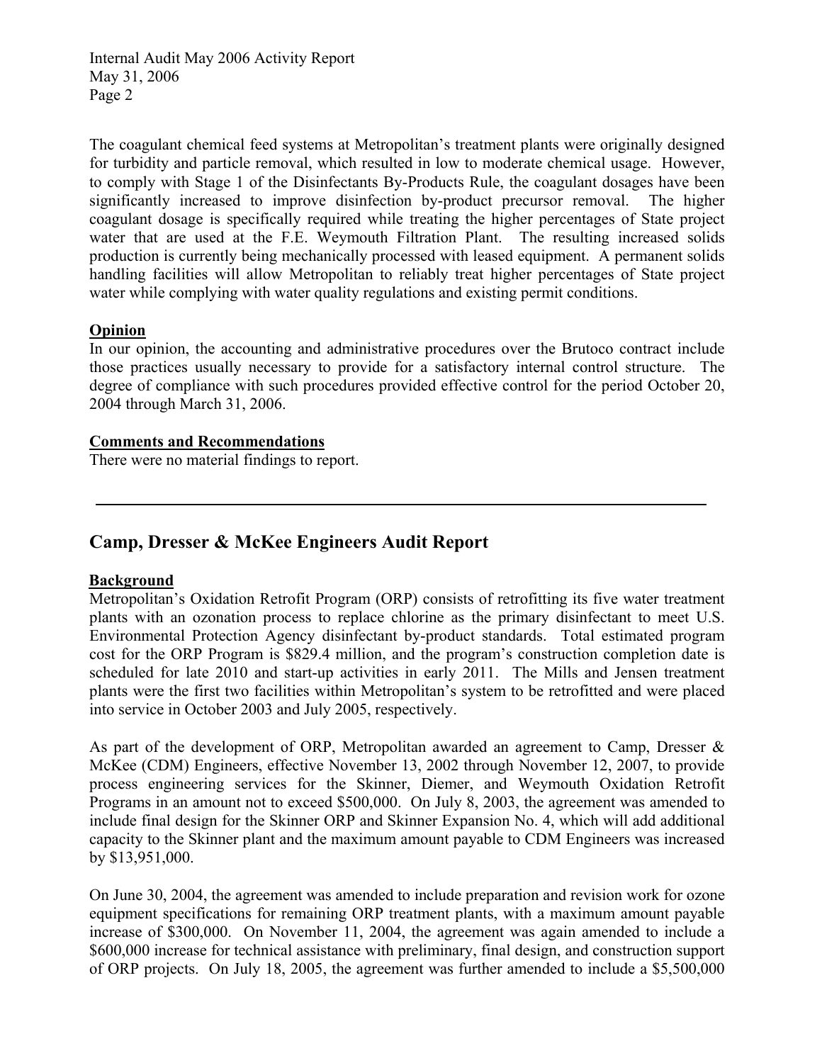The coagulant chemical feed systems at Metropolitan's treatment plants were originally designed for turbidity and particle removal, which resulted in low to moderate chemical usage. However, to comply with Stage 1 of the Disinfectants By-Products Rule, the coagulant dosages have been significantly increased to improve disinfection by-product precursor removal. The higher coagulant dosage is specifically required while treating the higher percentages of State project water that are used at the F.E. Weymouth Filtration Plant. The resulting increased solids production is currently being mechanically processed with leased equipment. A permanent solids handling facilities will allow Metropolitan to reliably treat higher percentages of State project water while complying with water quality regulations and existing permit conditions.

**Opinion**

In our opinion, the accounting and administrative procedures over the Brutoco contract include those practices usually necessary to provide for a satisfactory internal control structure. The degree of compliance with such procedures provided effective control for the period October 20, 2004 through March 31, 2006.

**Comments and Recommendations**

There were no material findings to report.

---

## Camp, Dresser & McKee Engineers Audit Report

**Background**

Metropolitan's Oxidation Retrofit Program (ORP) consists of retrofitting its five water treatment plants with an ozonation process to replace chlorine as the primary disinfectant to meet U.S. Environmental Protection Agency disinfectant by-product standards. Total estimated program cost for the ORP Program is $829.4 million, and the program's construction completion date is scheduled for late 2010 and start-up activities in early 2011. The Mills and Jensen treatment plants were the first two facilities within Metropolitan's system to be retrofitted and were placed into service in October 2003 and July 2005, respectively.

As part of the development of ORP, Metropolitan awarded an agreement to Camp, Dresser & McKee (CDM) Engineers, effective November 13, 2002 through November 12, 2007, to provide process engineering services for the Skinner, Diemer, and Weymouth Oxidation Retrofit Programs in an amount not to exceed $500,000. On July 8, 2003, the agreement was amended to include final design for the Skinner ORP and Skinner Expansion No. 4, which will add additional capacity to the Skinner plant and the maximum amount payable to CDM Engineers was increased by $13,951,000.

On June 30, 2004, the agreement was amended to include preparation and revision work for ozone equipment specifications for remaining ORP treatment plants, with a maximum amount payable increase of $300,000. On November 11, 2004, the agreement was again amended to include a $600,000 increase for technical assistance with preliminary, final design, and construction support of ORP projects. On July 18, 2005, the agreement was further amended to include a $5,500,000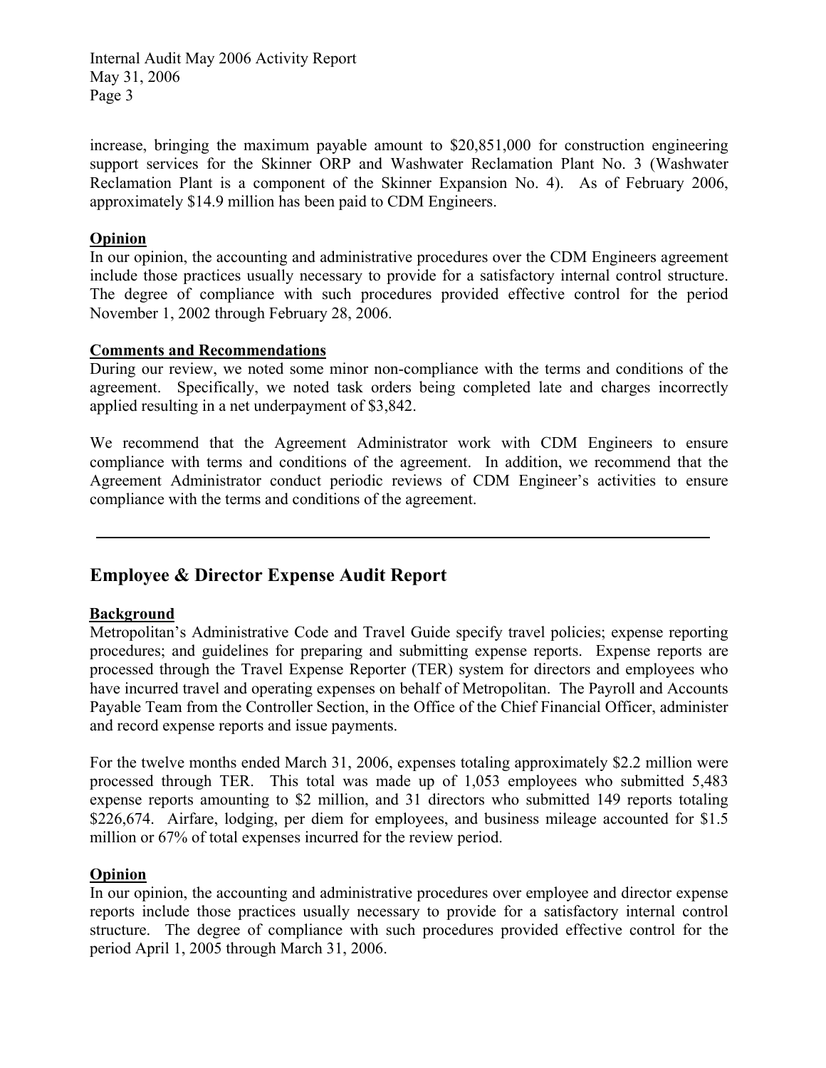increase, bringing the maximum payable amount to $20,851,000 for construction engineering support services for the Skinner ORP and Washwater Reclamation Plant No. 3 (Washwater Reclamation Plant is a component of the Skinner Expansion No. 4). As of February 2006, approximately $14.9 million has been paid to CDM Engineers.

**Opinion**

In our opinion, the accounting and administrative procedures over the CDM Engineers agreement include those practices usually necessary to provide for a satisfactory internal control structure. The degree of compliance with such procedures provided effective control for the period November 1, 2002 through February 28, 2006.

**Comments and Recommendations**

During our review, we noted some minor non-compliance with the terms and conditions of the agreement. Specifically, we noted task orders being completed late and charges incorrectly applied resulting in a net underpayment of $3,842.

We recommend that the Agreement Administrator work with CDM Engineers to ensure compliance with terms and conditions of the agreement. In addition, we recommend that the Agreement Administrator conduct periodic reviews of CDM Engineer's activities to ensure compliance with the terms and conditions of the agreement.

---

## Employee & Director Expense Audit Report

**Background**

Metropolitan's Administrative Code and Travel Guide specify travel policies; expense reporting procedures; and guidelines for preparing and submitting expense reports. Expense reports are processed through the Travel Expense Reporter (TER) system for directors and employees who have incurred travel and operating expenses on behalf of Metropolitan. The Payroll and Accounts Payable Team from the Controller Section, in the Office of the Chief Financial Officer, administer and record expense reports and issue payments.

For the twelve months ended March 31, 2006, expenses totaling approximately $2.2 million were processed through TER. This total was made up of 1,053 employees who submitted 5,483 expense reports amounting to $2 million, and 31 directors who submitted 149 reports totaling $226,674. Airfare, lodging, per diem for employees, and business mileage accounted for $1.5 million or 67% of total expenses incurred for the review period.

**Opinion**

In our opinion, the accounting and administrative procedures over employee and director expense reports include those practices usually necessary to provide for a satisfactory internal control structure. The degree of compliance with such procedures provided effective control for the period April 1, 2005 through March 31, 2006.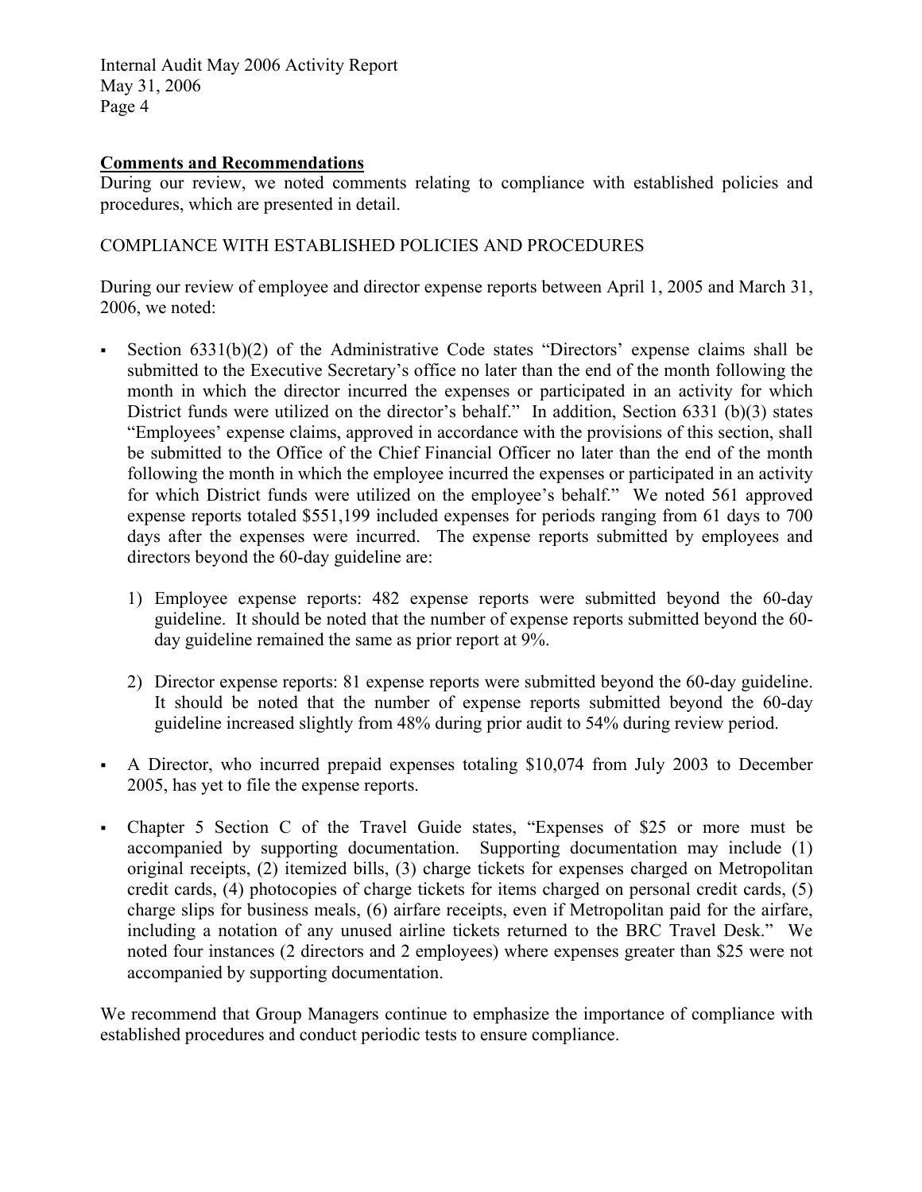**Comments and Recommendations**

During our review, we noted comments relating to compliance with established policies and procedures, which are presented in detail.

COMPLIANCE WITH ESTABLISHED POLICIES AND PROCEDURES

During our review of employee and director expense reports between April 1, 2005 and March 31, 2006, we noted:

- Section 6331(b)(2) of the Administrative Code states "Directors' expense claims shall be submitted to the Executive Secretary's office no later than the end of the month following the month in which the director incurred the expenses or participated in an activity for which District funds were utilized on the director's behalf." In addition, Section 6331 (b)(3) states "Employees' expense claims, approved in accordance with the provisions of this section, shall be submitted to the Office of the Chief Financial Officer no later than the end of the month following the month in which the employee incurred the expenses or participated in an activity for which District funds were utilized on the employee's behalf." We noted 561 approved expense reports totaled $551,199 included expenses for periods ranging from 61 days to 700 days after the expenses were incurred. The expense reports submitted by employees and directors beyond the 60-day guideline are:

  1) Employee expense reports: 482 expense reports were submitted beyond the 60-day guideline. It should be noted that the number of expense reports submitted beyond the 60-day guideline remained the same as prior report at 9%.

  2) Director expense reports: 81 expense reports were submitted beyond the 60-day guideline. It should be noted that the number of expense reports submitted beyond the 60-day guideline increased slightly from 48% during prior audit to 54% during review period.

- A Director, who incurred prepaid expenses totaling $10,074 from July 2003 to December 2005, has yet to file the expense reports.

- Chapter 5 Section C of the Travel Guide states, "Expenses of $25 or more must be accompanied by supporting documentation. Supporting documentation may include (1) original receipts, (2) itemized bills, (3) charge tickets for expenses charged on Metropolitan credit cards, (4) photocopies of charge tickets for items charged on personal credit cards, (5) charge slips for business meals, (6) airfare receipts, even if Metropolitan paid for the airfare, including a notation of any unused airline tickets returned to the BRC Travel Desk." We noted four instances (2 directors and 2 employees) where expenses greater than $25 were not accompanied by supporting documentation.

We recommend that Group Managers continue to emphasize the importance of compliance with established procedures and conduct periodic tests to ensure compliance.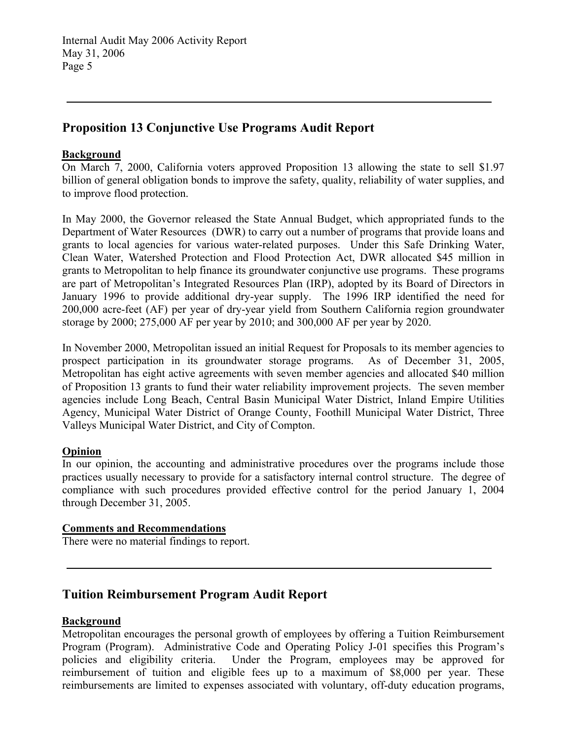---

## Proposition 13 Conjunctive Use Programs Audit Report

**Background**

On March 7, 2000, California voters approved Proposition 13 allowing the state to sell $1.97 billion of general obligation bonds to improve the safety, quality, reliability of water supplies, and to improve flood protection.

In May 2000, the Governor released the State Annual Budget, which appropriated funds to the Department of Water Resources (DWR) to carry out a number of programs that provide loans and grants to local agencies for various water-related purposes. Under this Safe Drinking Water, Clean Water, Watershed Protection and Flood Protection Act, DWR allocated $45 million in grants to Metropolitan to help finance its groundwater conjunctive use programs. These programs are part of Metropolitan's Integrated Resources Plan (IRP), adopted by its Board of Directors in January 1996 to provide additional dry-year supply. The 1996 IRP identified the need for 200,000 acre-feet (AF) per year of dry-year yield from Southern California region groundwater storage by 2000; 275,000 AF per year by 2010; and 300,000 AF per year by 2020.

In November 2000, Metropolitan issued an initial Request for Proposals to its member agencies to prospect participation in its groundwater storage programs. As of December 31, 2005, Metropolitan has eight active agreements with seven member agencies and allocated $40 million of Proposition 13 grants to fund their water reliability improvement projects. The seven member agencies include Long Beach, Central Basin Municipal Water District, Inland Empire Utilities Agency, Municipal Water District of Orange County, Foothill Municipal Water District, Three Valleys Municipal Water District, and City of Compton.

**Opinion**

In our opinion, the accounting and administrative procedures over the programs include those practices usually necessary to provide for a satisfactory internal control structure. The degree of compliance with such procedures provided effective control for the period January 1, 2004 through December 31, 2005.

**Comments and Recommendations**

There were no material findings to report.

---

## Tuition Reimbursement Program Audit Report

**Background**

Metropolitan encourages the personal growth of employees by offering a Tuition Reimbursement Program (Program). Administrative Code and Operating Policy J-01 specifies this Program's policies and eligibility criteria. Under the Program, employees may be approved for reimbursement of tuition and eligible fees up to a maximum of $8,000 per year. These reimbursements are limited to expenses associated with voluntary, off-duty education programs,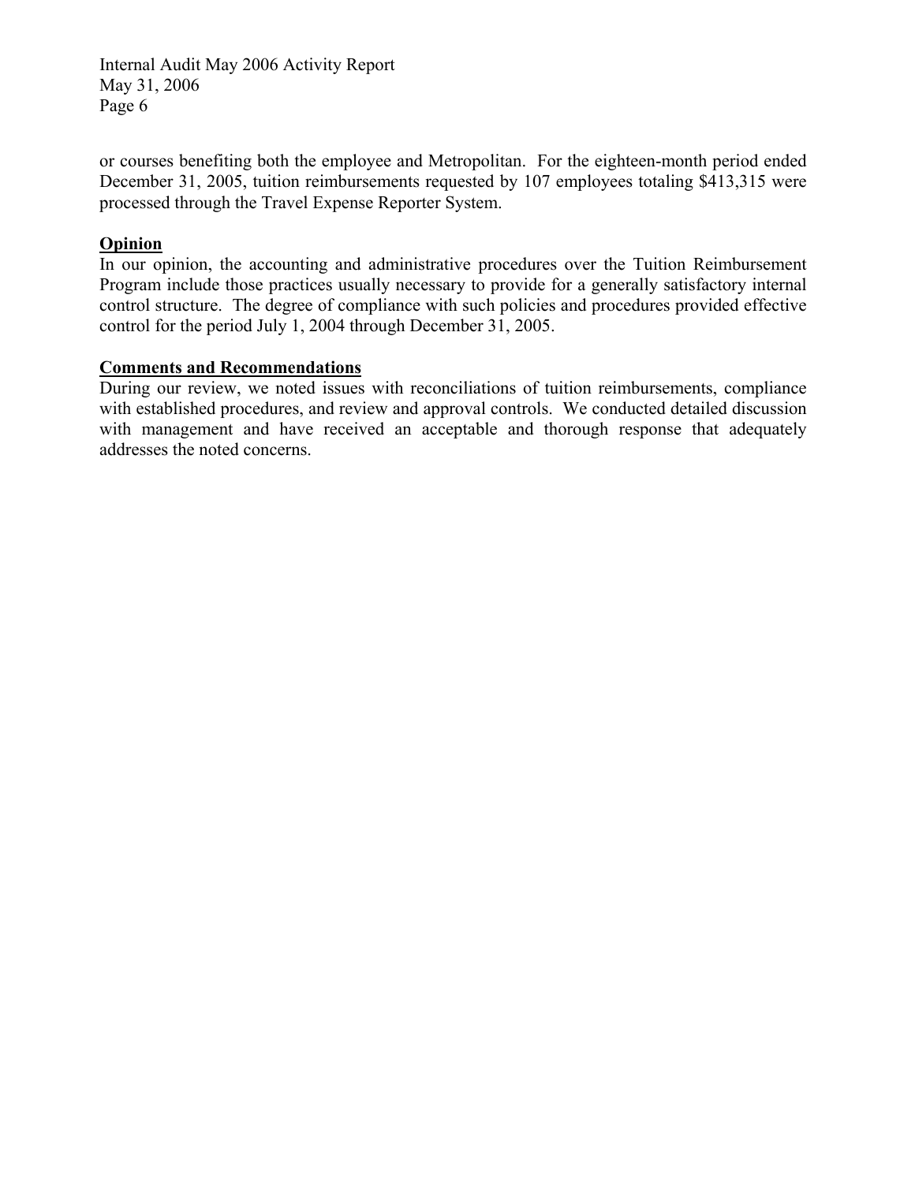or courses benefiting both the employee and Metropolitan. For the eighteen-month period ended December 31, 2005, tuition reimbursements requested by 107 employees totaling $413,315 were processed through the Travel Expense Reporter System.

**Opinion**

In our opinion, the accounting and administrative procedures over the Tuition Reimbursement Program include those practices usually necessary to provide for a generally satisfactory internal control structure. The degree of compliance with such policies and procedures provided effective control for the period July 1, 2004 through December 31, 2005.

**Comments and Recommendations**

During our review, we noted issues with reconciliations of tuition reimbursements, compliance with established procedures, and review and approval controls. We conducted detailed discussion with management and have received an acceptable and thorough response that adequately addresses the noted concerns.